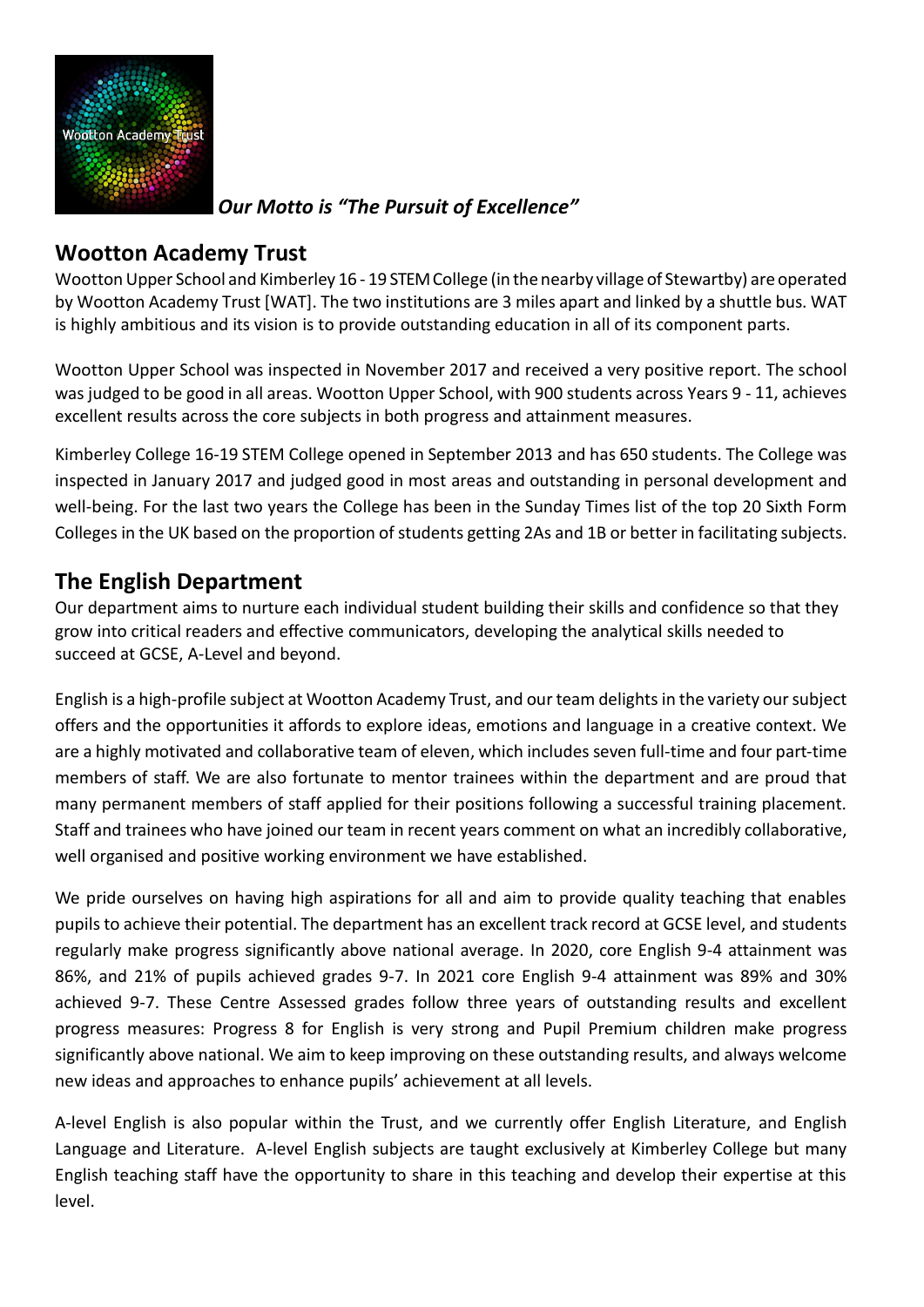***Our Motto is "The Pursuit of Excellence"***

## Wootton Academy Trust

Wootton Upper School and Kimberley 16 - 19 STEM College (in the nearby village of Stewartby) are operated by Wootton Academy Trust [WAT]. The two institutions are 3 miles apart and linked by a shuttle bus. WAT is highly ambitious and its vision is to provide outstanding education in all of its component parts.

Wootton Upper School was inspected in November 2017 and received a very positive report. The school was judged to be good in all areas. Wootton Upper School, with 900 students across Years 9 - 11, achieves excellent results across the core subjects in both progress and attainment measures.

Kimberley College 16-19 STEM College opened in September 2013 and has 650 students. The College was inspected in January 2017 and judged good in most areas and outstanding in personal development and well-being. For the last two years the College has been in the Sunday Times list of the top 20 Sixth Form Colleges in the UK based on the proportion of students getting 2As and 1B or better in facilitating subjects.

## The English Department

Our department aims to nurture each individual student building their skills and confidence so that they grow into critical readers and effective communicators, developing the analytical skills needed to succeed at GCSE, A-Level and beyond.

English is a high-profile subject at Wootton Academy Trust, and our team delights in the variety our subject offers and the opportunities it affords to explore ideas, emotions and language in a creative context. We are a highly motivated and collaborative team of eleven, which includes seven full-time and four part-time members of staff. We are also fortunate to mentor trainees within the department and are proud that many permanent members of staff applied for their positions following a successful training placement. Staff and trainees who have joined our team in recent years comment on what an incredibly collaborative, well organised and positive working environment we have established.

We pride ourselves on having high aspirations for all and aim to provide quality teaching that enables pupils to achieve their potential. The department has an excellent track record at GCSE level, and students regularly make progress significantly above national average. In 2020, core English 9-4 attainment was 86%, and 21% of pupils achieved grades 9-7. In 2021 core English 9-4 attainment was 89% and 30% achieved 9-7. These Centre Assessed grades follow three years of outstanding results and excellent progress measures: Progress 8 for English is very strong and Pupil Premium children make progress significantly above national. We aim to keep improving on these outstanding results, and always welcome new ideas and approaches to enhance pupils' achievement at all levels.

A-level English is also popular within the Trust, and we currently offer English Literature, and English Language and Literature. A-level English subjects are taught exclusively at Kimberley College but many English teaching staff have the opportunity to share in this teaching and develop their expertise at this level.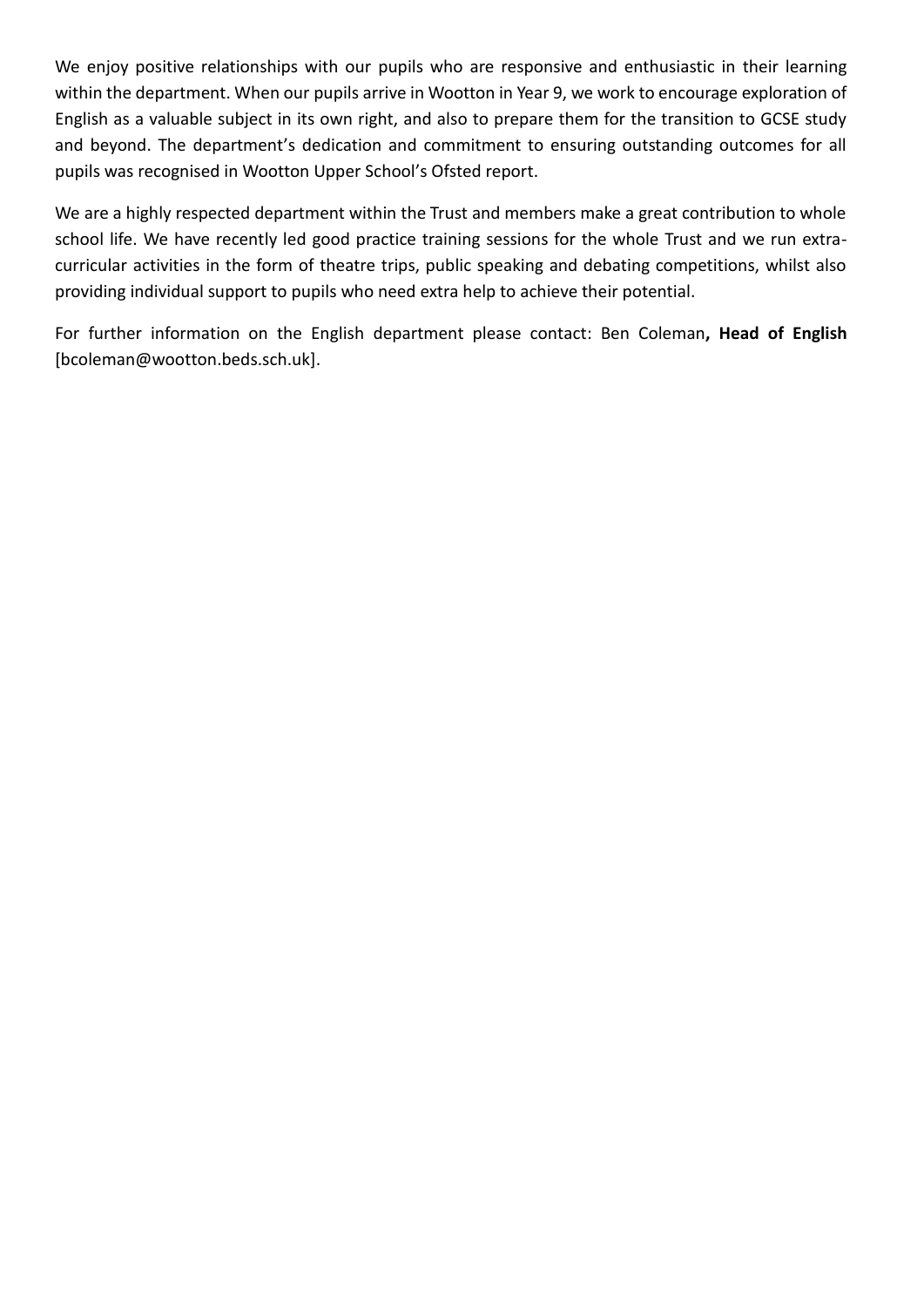We enjoy positive relationships with our pupils who are responsive and enthusiastic in their learning within the department. When our pupils arrive in Wootton in Year 9, we work to encourage exploration of English as a valuable subject in its own right, and also to prepare them for the transition to GCSE study and beyond. The department's dedication and commitment to ensuring outstanding outcomes for all pupils was recognised in Wootton Upper School's Ofsted report.

We are a highly respected department within the Trust and members make a great contribution to whole school life. We have recently led good practice training sessions for the whole Trust and we run extra-curricular activities in the form of theatre trips, public speaking and debating competitions, whilst also providing individual support to pupils who need extra help to achieve their potential.

For further information on the English department please contact: Ben Coleman**, Head of English** [bcoleman@wootton.beds.sch.uk].